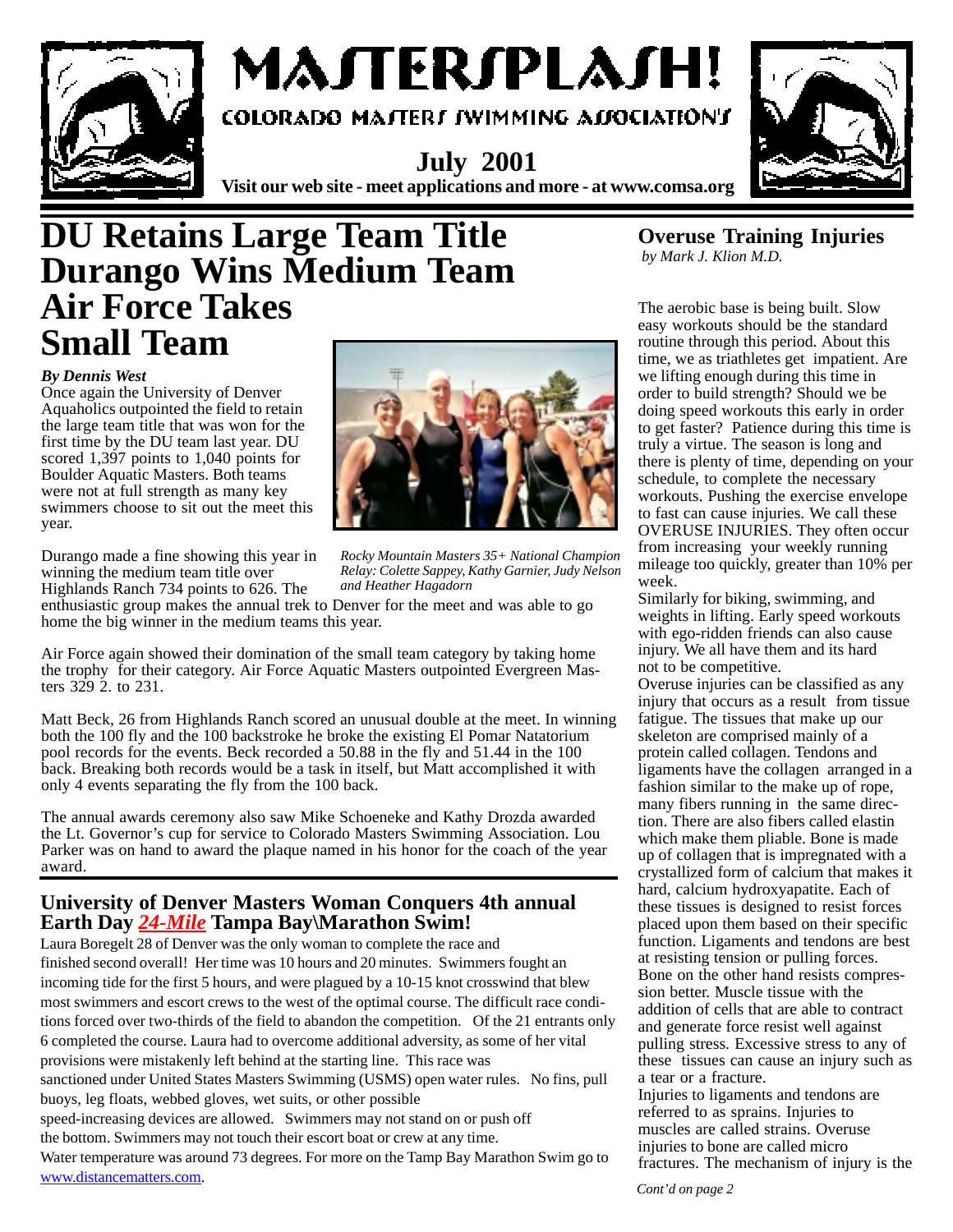# MASTERSPLASH!

COLORADO MASTERS SWIMMING ASSOCIATION'S

**July 2001**

**Visit our web site - meet applications and more - at www.comsa.org**

# DU Retains Large Team Title Durango Wins Medium Team Air Force Takes Small Team

***By Dennis West***

Once again the University of Denver Aquaholics outpointed the field to retain the large team title that was won for the first time by the DU team last year. DU scored 1,397 points to 1,040 points for Boulder Aquatic Masters. Both teams were not at full strength as many key swimmers choose to sit out the meet this year.

*Rocky Mountain Masters 35+ National Champion Relay: Colette Sappey, Kathy Garnier, Judy Nelson and Heather Hagadorn*

Durango made a fine showing this year in winning the medium team title over Highlands Ranch 734 points to 626. The enthusiastic group makes the annual trek to Denver for the meet and was able to go home the big winner in the medium teams this year.

Air Force again showed their domination of the small team category by taking home the trophy for their category. Air Force Aquatic Masters outpointed Evergreen Masters 329 2. to 231.

Matt Beck, 26 from Highlands Ranch scored an unusual double at the meet. In winning both the 100 fly and the 100 backstroke he broke the existing El Pomar Natatorium pool records for the events. Beck recorded a 50.88 in the fly and 51.44 in the 100 back. Breaking both records would be a task in itself, but Matt accomplished it with only 4 events separating the fly from the 100 back.

The annual awards ceremony also saw Mike Schoeneke and Kathy Drozda awarded the Lt. Governor's cup for service to Colorado Masters Swimming Association. Lou Parker was on hand to award the plaque named in his honor for the coach of the year award.

## University of Denver Masters Woman Conquers 4th annual Earth Day *24-Mile* Tampa Bay\Marathon Swim!

Laura Boregelt 28 of Denver was the only woman to complete the race and finished second overall! Her time was 10 hours and 20 minutes. Swimmers fought an incoming tide for the first 5 hours, and were plagued by a 10-15 knot crosswind that blew most swimmers and escort crews to the west of the optimal course. The difficult race conditions forced over two-thirds of the field to abandon the competition. Of the 21 entrants only 6 completed the course. Laura had to overcome additional adversity, as some of her vital provisions were mistakenly left behind at the starting line. This race was sanctioned under United States Masters Swimming (USMS) open water rules. No fins, pull buoys, leg floats, webbed gloves, wet suits, or other possible speed-increasing devices are allowed. Swimmers may not stand on or push off the bottom. Swimmers may not touch their escort boat or crew at any time. Water temperature was around 73 degrees. For more on the Tamp Bay Marathon Swim go to www.distancematters.com.

## Overuse Training Injuries

*by Mark J. Klion M.D.*

The aerobic base is being built. Slow easy workouts should be the standard routine through this period. About this time, we as triathletes get impatient. Are we lifting enough during this time in order to build strength? Should we be doing speed workouts this early in order to get faster? Patience during this time is truly a virtue. The season is long and there is plenty of time, depending on your schedule, to complete the necessary workouts. Pushing the exercise envelope to fast can cause injuries. We call these OVERUSE INJURIES. They often occur from increasing your weekly running mileage too quickly, greater than 10% per week.

Similarly for biking, swimming, and weights in lifting. Early speed workouts with ego-ridden friends can also cause injury. We all have them and its hard not to be competitive.

Overuse injuries can be classified as any injury that occurs as a result from tissue fatigue. The tissues that make up our skeleton are comprised mainly of a protein called collagen. Tendons and ligaments have the collagen arranged in a fashion similar to the make up of rope, many fibers running in the same direction. There are also fibers called elastin which make them pliable. Bone is made up of collagen that is impregnated with a crystallized form of calcium that makes it hard, calcium hydroxyapatite. Each of these tissues is designed to resist forces placed upon them based on their specific function. Ligaments and tendons are best at resisting tension or pulling forces. Bone on the other hand resists compression better. Muscle tissue with the addition of cells that are able to contract and generate force resist well against pulling stress. Excessive stress to any of these tissues can cause an injury such as a tear or a fracture.

Injuries to ligaments and tendons are referred to as sprains. Injuries to muscles are called strains. Overuse injuries to bone are called micro fractures. The mechanism of injury is the

*Cont'd on page 2*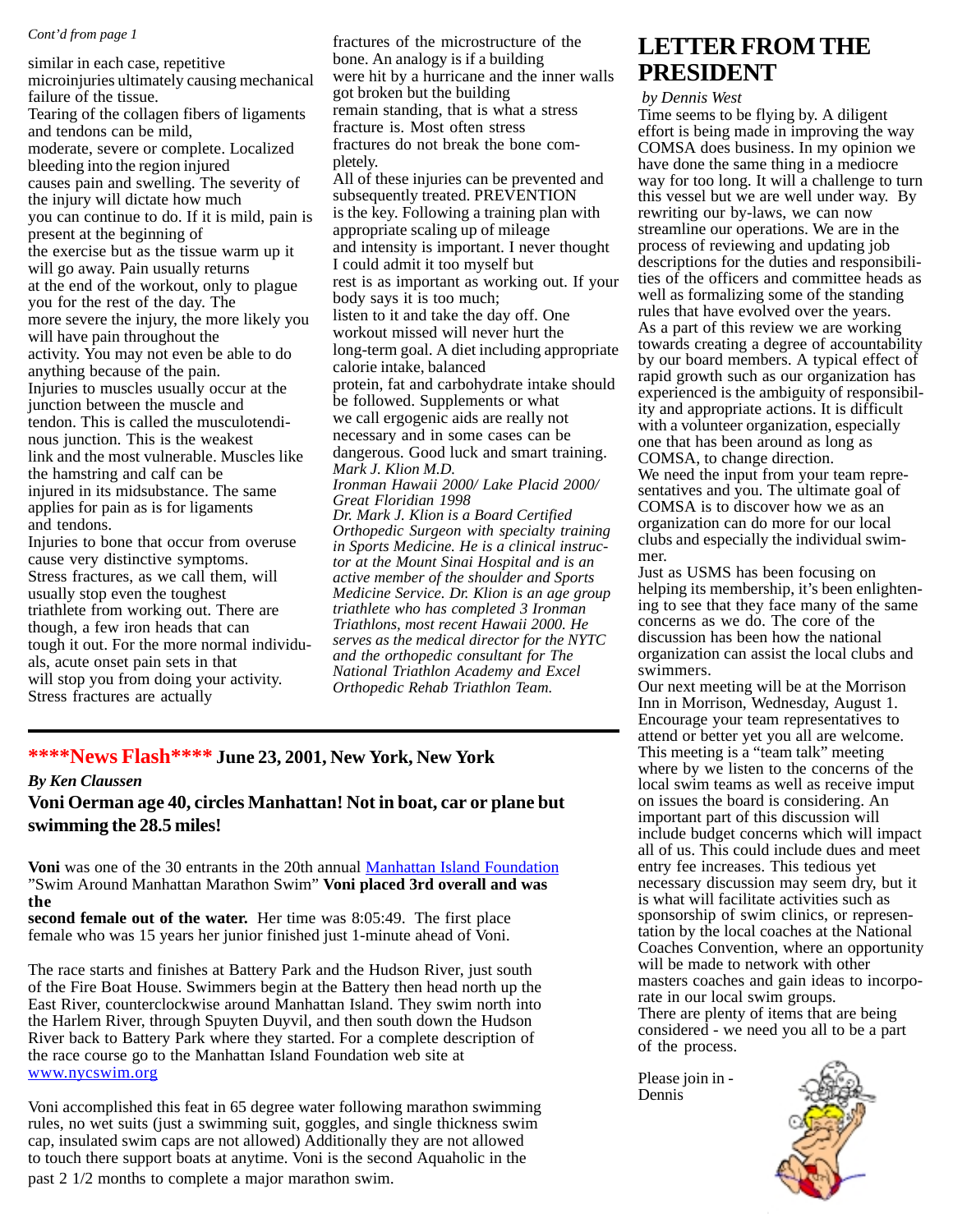*Cont'd from page 1*

similar in each case, repetitive microinjuries ultimately causing mechanical failure of the tissue.

Tearing of the collagen fibers of ligaments and tendons can be mild, moderate, severe or complete. Localized bleeding into the region injured causes pain and swelling. The severity of the injury will dictate how much you can continue to do. If it is mild, pain is present at the beginning of the exercise but as the tissue warm up it will go away. Pain usually returns at the end of the workout, only to plague you for the rest of the day. The more severe the injury, the more likely you will have pain throughout the activity. You may not even be able to do anything because of the pain.

Injuries to muscles usually occur at the junction between the muscle and tendon. This is called the musculotendinous junction. This is the weakest link and the most vulnerable. Muscles like the hamstring and calf can be injured in its midsubstance. The same applies for pain as is for ligaments and tendons.

Injuries to bone that occur from overuse cause very distinctive symptoms. Stress fractures, as we call them, will usually stop even the toughest triathlete from working out. There are though, a few iron heads that can tough it out. For the more normal individuals, acute onset pain sets in that will stop you from doing your activity. Stress fractures are actually fractures of the microstructure of the bone. An analogy is if a building were hit by a hurricane and the inner walls got broken but the building remain standing, that is what a stress fracture is. Most often stress fractures do not break the bone completely.

All of these injuries can be prevented and subsequently treated. PREVENTION is the key. Following a training plan with appropriate scaling up of mileage and intensity is important. I never thought I could admit it too myself but rest is as important as working out. If your body says it is too much; listen to it and take the day off. One workout missed will never hurt the long-term goal. A diet including appropriate calorie intake, balanced protein, fat and carbohydrate intake should be followed. Supplements or what we call ergogenic aids are really not necessary and in some cases can be dangerous. Good luck and smart training.

*Mark J. Klion M.D.*
*Ironman Hawaii 2000/ Lake Placid 2000/ Great Floridian 1998*

*Dr. Mark J. Klion is a Board Certified Orthopedic Surgeon with specialty training in Sports Medicine. He is a clinical instructor at the Mount Sinai Hospital and is an active member of the shoulder and Sports Medicine Service. Dr. Klion is an age group triathlete who has completed 3 Ironman Triathlons, most recent Hawaii 2000. He serves as the medical director for the NYTC and the orthopedic consultant for The National Triathlon Academy and Excel Orthopedic Rehab Triathlon Team.*

## ****News Flash**** June 23, 2001, New York, New York

***By Ken Claussen***

### Voni Oerman age 40, circles Manhattan! Not in boat, car or plane but swimming the 28.5 miles!

**Voni** was one of the 30 entrants in the 20th annual Manhattan Island Foundation "Swim Around Manhattan Marathon Swim" **Voni placed 3rd overall and was the second female out of the water.** Her time was 8:05:49. The first place female who was 15 years her junior finished just 1-minute ahead of Voni.

The race starts and finishes at Battery Park and the Hudson River, just south of the Fire Boat House. Swimmers begin at the Battery then head north up the East River, counterclockwise around Manhattan Island. They swim north into the Harlem River, through Spuyten Duyvil, and then south down the Hudson River back to Battery Park where they started. For a complete description of the race course go to the Manhattan Island Foundation web site at www.nycswim.org

Voni accomplished this feat in 65 degree water following marathon swimming rules, no wet suits (just a swimming suit, goggles, and single thickness swim cap, insulated swim caps are not allowed) Additionally they are not allowed to touch there support boats at anytime. Voni is the second Aquaholic in the past 2 1/2 months to complete a major marathon swim.

# LETTER FROM THE PRESIDENT

*by Dennis West*

Time seems to be flying by. A diligent effort is being made in improving the way COMSA does business. In my opinion we have done the same thing in a mediocre way for too long. It will a challenge to turn this vessel but we are well under way. By rewriting our by-laws, we can now streamline our operations. We are in the process of reviewing and updating job descriptions for the duties and responsibilities of the officers and committee heads as well as formalizing some of the standing rules that have evolved over the years.

As a part of this review we are working towards creating a degree of accountability by our board members. A typical effect of rapid growth such as our organization has experienced is the ambiguity of responsibility and appropriate actions. It is difficult with a volunteer organization, especially one that has been around as long as COMSA, to change direction.

We need the input from your team representatives and you. The ultimate goal of COMSA is to discover how we as an organization can do more for our local clubs and especially the individual swimmer.

Just as USMS has been focusing on helping its membership, it's been enlightening to see that they face many of the same concerns as we do. The core of the discussion has been how the national organization can assist the local clubs and swimmers.

Our next meeting will be at the Morrison Inn in Morrison, Wednesday, August 1. Encourage your team representatives to attend or better yet you all are welcome. This meeting is a "team talk" meeting where by we listen to the concerns of the local swim teams as well as receive input on issues the board is considering. An important part of this discussion will include budget concerns which will impact all of us. This could include dues and meet entry fee increases. This tedious yet necessary discussion may seem dry, but it is what will facilitate activities such as sponsorship of swim clinics, or representation by the local coaches at the National Coaches Convention, where an opportunity will be made to network with other masters coaches and gain ideas to incorporate in our local swim groups.

There are plenty of items that are being considered - we need you all to be a part of the process.

Please join in -
Dennis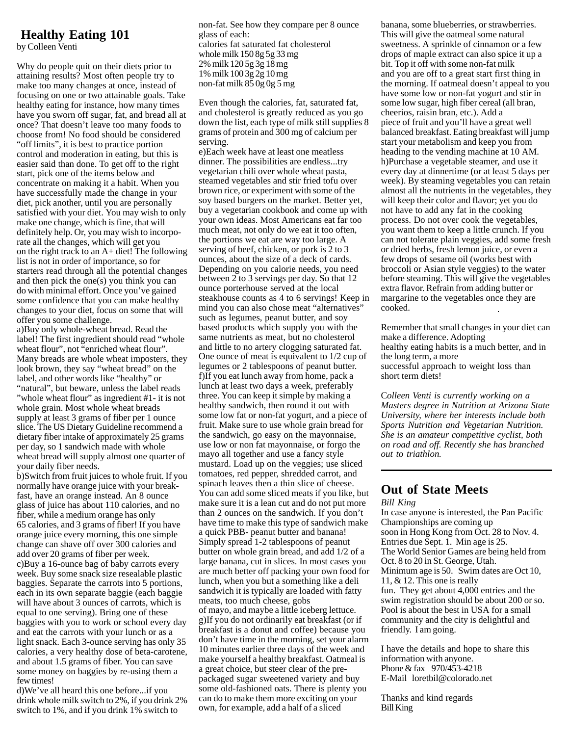## Healthy Eating 101

by Colleen Venti

Why do people quit on their diets prior to attaining results? Most often people try to make too many changes at once, instead of focusing on one or two attainable goals. Take healthy eating for instance, how many times have you sworn off sugar, fat, and bread all at once? That doesn't leave too many foods to choose from! No food should be considered "off limits", it is best to practice portion control and moderation in eating, but this is easier said than done. To get off to the right start, pick one of the items below and concentrate on making it a habit. When you have successfully made the change in your diet, pick another, until you are personally satisfied with your diet. You may wish to only make one change, which is fine, that will definitely help. Or, you may wish to incorporate all the changes, which will get you on the right track to an A+ diet! The following list is not in order of importance, so for starters read through all the potential changes and then pick the one(s) you think you can do with minimal effort. Once you've gained some confidence that you can make healthy changes to your diet, focus on some that will offer you some challenge.

a)Buy only whole-wheat bread. Read the label! The first ingredient should read "whole wheat flour", not "enriched wheat flour". Many breads are whole wheat imposters, they look brown, they say "wheat bread" on the label, and other words like "healthy" or "natural", but beware, unless the label reads "whole wheat flour" as ingredient #1- it is not whole grain. Most whole wheat breads supply at least 3 grams of fiber per 1 ounce slice. The US Dietary Guideline recommend a dietary fiber intake of approximately 25 grams per day, so 1 sandwich made with whole wheat bread will supply almost one quarter of your daily fiber needs.

b)Switch from fruit juices to whole fruit. If you normally have orange juice with your breakfast, have an orange instead. An 8 ounce glass of juice has about 110 calories, and no fiber, while a medium orange has only 65 calories, and 3 grams of fiber! If you have orange juice every morning, this one simple change can shave off over 300 calories and add over 20 grams of fiber per week.

c)Buy a 16-ounce bag of baby carrots every week. Buy some snack size resealable plastic baggies. Separate the carrots into 5 portions, each in its own separate baggie (each baggie will have about 3 ounces of carrots, which is equal to one serving). Bring one of these baggies with you to work or school every day and eat the carrots with your lunch or as a light snack. Each 3-ounce serving has only 35 calories, a very healthy dose of beta-carotene, and about 1.5 grams of fiber. You can save some money on baggies by re-using them a few times!

d)We've all heard this one before...if you drink whole milk switch to 2%, if you drink 2% switch to 1%, and if you drink 1% switch to non-fat. See how they compare per 8 ounce glass of each:

| | calories | fat | saturated fat | cholesterol |
|---|---|---|---|---|
| whole milk | 150 | 8g | 5g | 33 mg |
| 2% milk | 120 | 5g | 3g | 18 mg |
| 1% milk | 100 | 3g | 2g | 10 mg |
| non-fat milk | 85 | 0g | 0g | 5 mg |

Even though the calories, fat, saturated fat, and cholesterol is greatly reduced as you go down the list, each type of milk still supplies 8 grams of protein and 300 mg of calcium per serving.

e)Each week have at least one meatless dinner. The possibilities are endless...try vegetarian chili over whole wheat pasta, steamed vegetables and stir fried tofu over brown rice, or experiment with some of the soy based burgers on the market. Better yet, buy a vegetarian cookbook and come up with your own ideas. Most Americans eat far too much meat, not only do we eat it too often, the portions we eat are way too large. A serving of beef, chicken, or pork is 2 to 3 ounces, about the size of a deck of cards. Depending on you calorie needs, you need between 2 to 3 servings per day. So that 12 ounce porterhouse served at the local steakhouse counts as 4 to 6 servings! Keep in mind you can also chose meat "alternatives" such as legumes, peanut butter, and soy based products which supply you with the same nutrients as meat, but no cholesterol and little to no artery clogging saturated fat. One ounce of meat is equivalent to 1/2 cup of legumes or 2 tablespoons of peanut butter.

f)If you eat lunch away from home, pack a lunch at least two days a week, preferably three. You can keep it simple by making a healthy sandwich, then round it out with some low fat or non-fat yogurt, and a piece of fruit. Make sure to use whole grain bread for the sandwich, go easy on the mayonnaise, use low or non fat mayonnaise, or forgo the mayo all together and use a fancy style mustard. Load up on the veggies; use sliced tomatoes, red pepper, shredded carrot, and spinach leaves then a thin slice of cheese. You can add some sliced meats if you like, but make sure it is a lean cut and do not put more than 2 ounces on the sandwich. If you don't have time to make this type of sandwich make a quick PBB- peanut butter and banana! Simply spread 1-2 tablespoons of peanut butter on whole grain bread, and add 1/2 of a large banana, cut in slices. In most cases you are much better off packing your own food for lunch, when you but a something like a deli sandwich it is typically are loaded with fatty meats, too much cheese, gobs of mayo, and maybe a little iceberg lettuce.

g)If you do not ordinarily eat breakfast (or if breakfast is a donut and coffee) because you don't have time in the morning, set your alarm 10 minutes earlier three days of the week and make yourself a healthy breakfast. Oatmeal is a great choice, but steer clear of the pre-packaged sugar sweetened variety and buy some old-fashioned oats. There is plenty you can do to make them more exciting on your own, for example, add a half of a sliced banana, some blueberries, or strawberries. This will give the oatmeal some natural sweetness. A sprinkle of cinnamon or a few drops of maple extract can also spice it up a bit. Top it off with some non-fat milk and you are off to a great start first thing in the morning. If oatmeal doesn't appeal to you have some low or non-fat yogurt and stir in some low sugar, high fiber cereal (all bran, cheerios, raisin bran, etc.). Add a piece of fruit and you'll have a great well balanced breakfast. Eating breakfast will jump start your metabolism and keep you from heading to the vending machine at 10 AM.

h)Purchase a vegetable steamer, and use it every day at dinnertime (or at least 5 days per week). By steaming vegetables you can retain almost all the nutrients in the vegetables, they will keep their color and flavor; yet you do not have to add any fat in the cooking process. Do not over cook the vegetables, you want them to keep a little crunch. If you can not tolerate plain veggies, add some fresh or dried herbs, fresh lemon juice, or even a few drops of sesame oil (works best with broccoli or Asian style veggies) to the water before steaming. This will give the vegetables extra flavor. Refrain from adding butter or margarine to the vegetables once they are cooked.

Remember that small changes in your diet can make a difference. Adopting healthy eating habits is a much better, and in the long term, a more successful approach to weight loss than short term diets!

*Colleen Venti is currently working on a Masters degree in Nutrition at Arizona State University, where her interests include both Sports Nutrition and Vegetarian Nutrition. She is an amateur competitive cyclist, both on road and off. Recently she has branched out to triathlon.*

---

## Out of State Meets

*Bill King*

In case anyone is interested, the Pan Pacific Championships are coming up soon in Hong Kong from Oct. 28 to Nov. 4. Entries due Sept. 1. Min age is 25.

The World Senior Games are being held from Oct. 8 to 20 in St. George, Utah. Minimum age is 50. Swim dates are Oct 10, 11, & 12. This one is really fun. They get about 4,000 entries and the swim registration should be about 200 or so. Pool is about the best in USA for a small community and the city is delightful and friendly. I am going.

I have the details and hope to share this information with anyone.
Phone & fax 970/453-4218
E-Mail loretbil@colorado.net

Thanks and kind regards
Bill King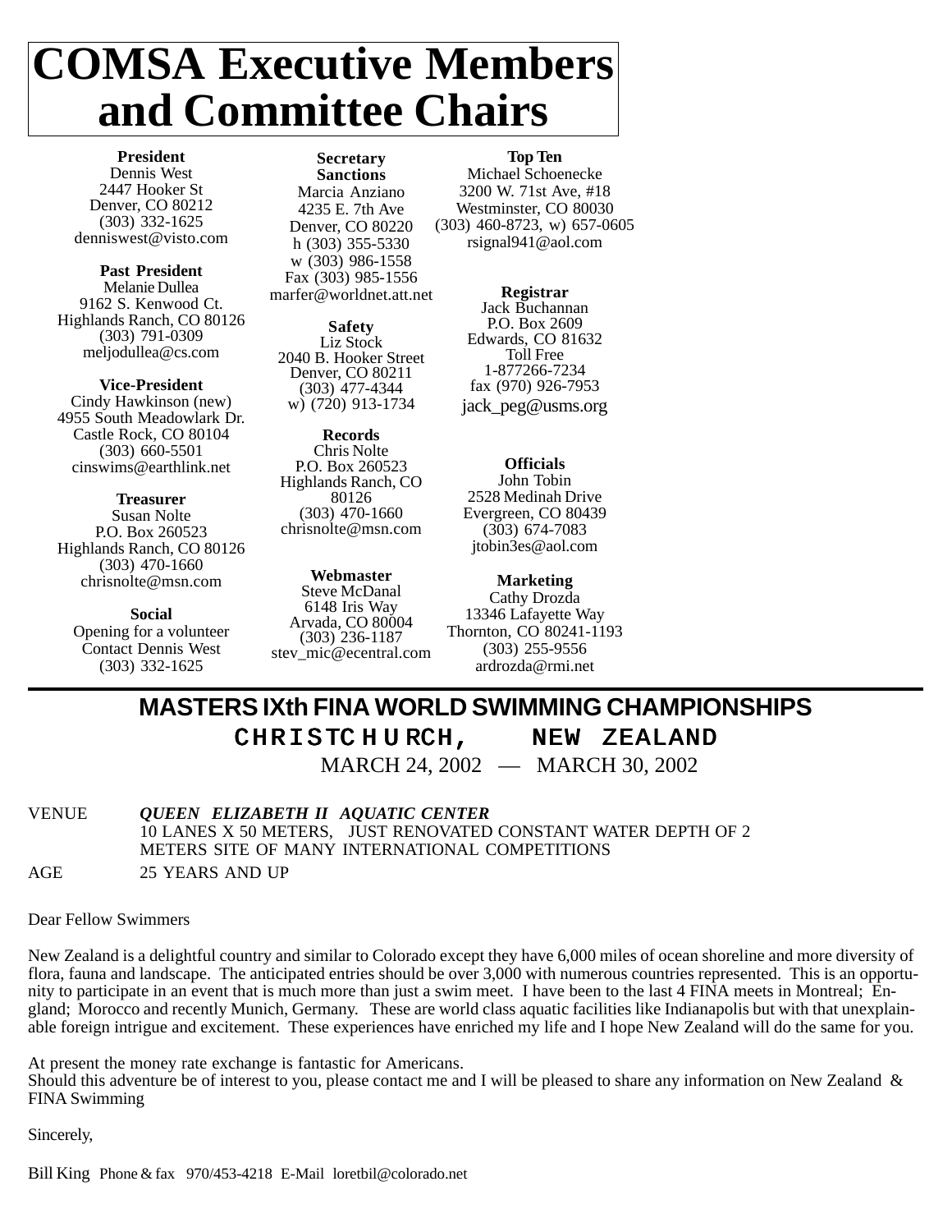# COMSA Executive Members and Committee Chairs

**President**
Dennis West
2447 Hooker St
Denver, CO 80212
(303) 332-1625
denniswest@visto.com

**Past President**
Melanie Dullea
9162 S. Kenwood Ct.
Highlands Ranch, CO 80126
(303) 791-0309
meljodullea@cs.com

**Vice-President**
Cindy Hawkinson (new)
4955 South Meadowlark Dr.
Castle Rock, CO 80104
(303) 660-5501
cinswims@earthlink.net

**Treasurer**
Susan Nolte
P.O. Box 260523
Highlands Ranch, CO 80126
(303) 470-1660
chrisnolte@msn.com

**Social**
Opening for a volunteer
Contact Dennis West
(303) 332-1625

**Secretary**
**Sanctions**
Marcia Anziano
4235 E. 7th Ave
Denver, CO 80220
h (303) 355-5330
w (303) 986-1558
Fax (303) 985-1556
marfer@worldnet.att.net

**Safety**
Liz Stock
2040 B. Hooker Street
Denver, CO 80211
(303) 477-4344
w) (720) 913-1734

**Records**
Chris Nolte
P.O. Box 260523
Highlands Ranch, CO 80126
(303) 470-1660
chrisnolte@msn.com

**Webmaster**
Steve McDanal
6148 Iris Way
Arvada, CO 80004
(303) 236-1187
stev_mic@ecentral.com

**Top Ten**
Michael Schoenecke
3200 W. 71st Ave, #18
Westminster, CO 80030
(303) 460-8723, w) 657-0605
rsignal941@aol.com

**Registrar**
Jack Buchannan
P.O. Box 2609
Edwards, CO 81632
Toll Free
1-877266-7234
fax (970) 926-7953
jack_peg@usms.org

**Officials**
John Tobin
2528 Medinah Drive
Evergreen, CO 80439
(303) 674-7083
jtobin3es@aol.com

**Marketing**
Cathy Drozda
13346 Lafayette Way
Thornton, CO 80241-1193
(303) 255-9556
ardrozda@rmi.net

---

## MASTERS IXth FINA WORLD SWIMMING CHAMPIONSHIPS

### CHRISTCHURCH, NEW ZEALAND

MARCH 24, 2002 — MARCH 30, 2002

VENUE ***QUEEN ELIZABETH II AQUATIC CENTER***
10 LANES X 50 METERS, JUST RENOVATED CONSTANT WATER DEPTH OF 2 METERS SITE OF MANY INTERNATIONAL COMPETITIONS

AGE 25 YEARS AND UP

Dear Fellow Swimmers

New Zealand is a delightful country and similar to Colorado except they have 6,000 miles of ocean shoreline and more diversity of flora, fauna and landscape. The anticipated entries should be over 3,000 with numerous countries represented. This is an opportunity to participate in an event that is much more than just a swim meet. I have been to the last 4 FINA meets in Montreal; England; Morocco and recently Munich, Germany. These are world class aquatic facilities like Indianapolis but with that unexplainable foreign intrigue and excitement. These experiences have enriched my life and I hope New Zealand will do the same for you.

At present the money rate exchange is fantastic for Americans.
Should this adventure be of interest to you, please contact me and I will be pleased to share any information on New Zealand & FINA Swimming

Sincerely,

Bill King Phone & fax 970/453-4218 E-Mail loretbil@colorado.net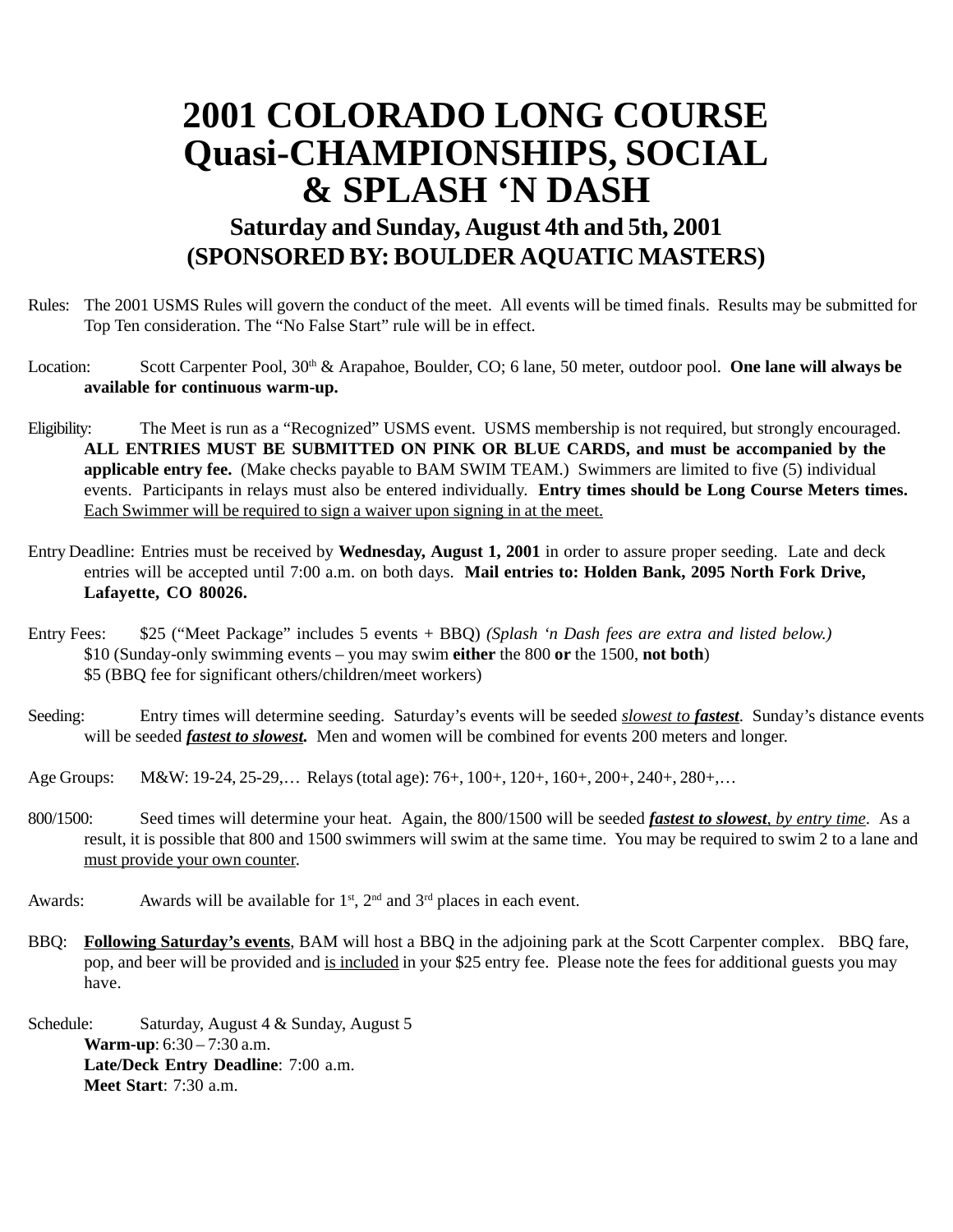# 2001 COLORADO LONG COURSE Quasi-CHAMPIONSHIPS, SOCIAL & SPLASH 'N DASH

## Saturday and Sunday, August 4th and 5th, 2001
## (SPONSORED BY: BOULDER AQUATIC MASTERS)

Rules: The 2001 USMS Rules will govern the conduct of the meet. All events will be timed finals. Results may be submitted for Top Ten consideration. The "No False Start" rule will be in effect.

Location: Scott Carpenter Pool, 30th & Arapahoe, Boulder, CO; 6 lane, 50 meter, outdoor pool. **One lane will always be available for continuous warm-up.**

Eligibility: The Meet is run as a "Recognized" USMS event. USMS membership is not required, but strongly encouraged. **ALL ENTRIES MUST BE SUBMITTED ON PINK OR BLUE CARDS, and must be accompanied by the applicable entry fee.** (Make checks payable to BAM SWIM TEAM.) Swimmers are limited to five (5) individual events. Participants in relays must also be entered individually. **Entry times should be Long Course Meters times.** <u>Each Swimmer will be required to sign a waiver upon signing in at the meet.</u>

Entry Deadline: Entries must be received by **Wednesday, August 1, 2001** in order to assure proper seeding. Late and deck entries will be accepted until 7:00 a.m. on both days. **Mail entries to: Holden Bank, 2095 North Fork Drive, Lafayette, CO 80026.**

Entry Fees: $25 ("Meet Package" includes 5 events + BBQ) *(Splash 'n Dash fees are extra and listed below.)*
$10 (Sunday-only swimming events – you may swim **either** the 800 **or** the 1500, **not both**)
$5 (BBQ fee for significant others/children/meet workers)

Seeding: Entry times will determine seeding. Saturday's events will be seeded *<u>slowest to</u>* ***<u>fastest</u>***. Sunday's distance events will be seeded ***<u>fastest to slowest</u>***. Men and women will be combined for events 200 meters and longer.

Age Groups: M&W: 19-24, 25-29,… Relays (total age): 76+, 100+, 120+, 160+, 200+, 240+, 280+,…

800/1500: Seed times will determine your heat. Again, the 800/1500 will be seeded ***<u>fastest to slowest</u>***, *<u>by entry time</u>*. As a result, it is possible that 800 and 1500 swimmers will swim at the same time. You may be required to swim 2 to a lane and <u>must provide your own counter</u>.

Awards: Awards will be available for 1st, 2nd and 3rd places in each event.

BBQ: **<u>Following Saturday's events</u>**, BAM will host a BBQ in the adjoining park at the Scott Carpenter complex. BBQ fare, pop, and beer will be provided and <u>is included</u> in your $25 entry fee. Please note the fees for additional guests you may have.

Schedule: Saturday, August 4 & Sunday, August 5
**Warm-up**: 6:30 – 7:30 a.m.
**Late/Deck Entry Deadline**: 7:00 a.m.
**Meet Start**: 7:30 a.m.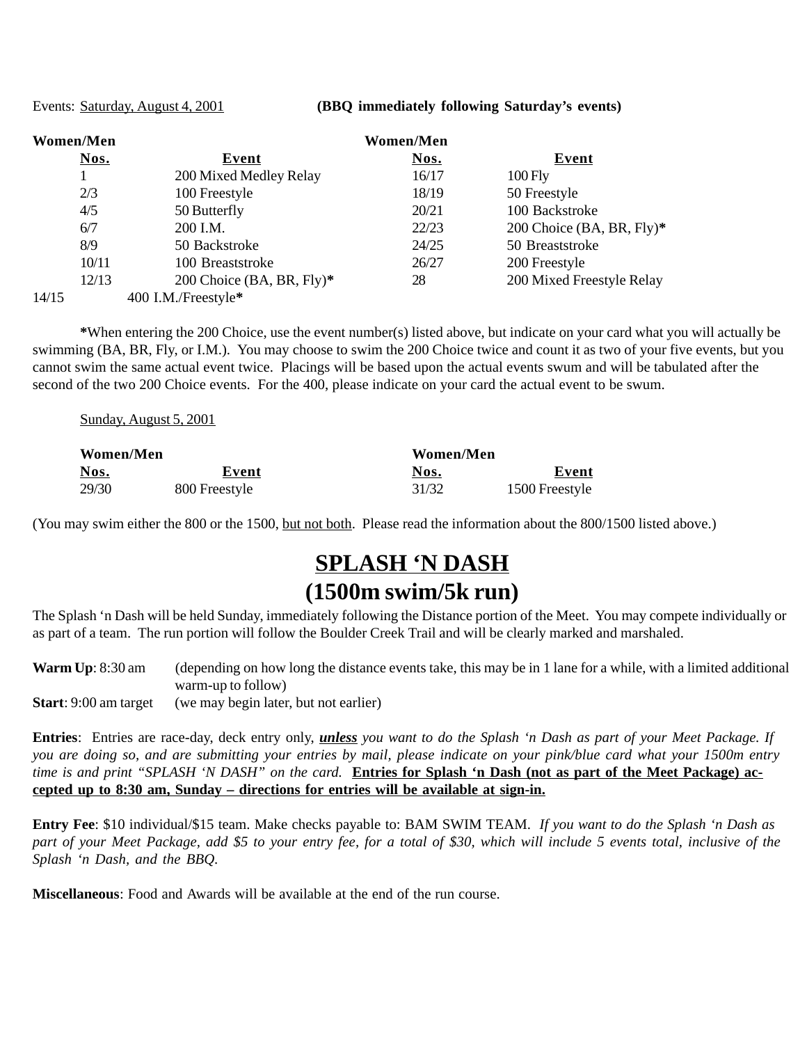Events: Saturday, August 4, 2001 **(BBQ immediately following Saturday's events)**

| Women/Men Nos. | Event | Women/Men Nos. | Event |
|---|---|---|---|
| 1 | 200 Mixed Medley Relay | 16/17 | 100 Fly |
| 2/3 | 100 Freestyle | 18/19 | 50 Freestyle |
| 4/5 | 50 Butterfly | 20/21 | 100 Backstroke |
| 6/7 | 200 I.M. | 22/23 | 200 Choice (BA, BR, Fly)* |
| 8/9 | 50 Backstroke | 24/25 | 50 Breaststroke |
| 10/11 | 100 Breaststroke | 26/27 | 200 Freestyle |
| 12/13 | 200 Choice (BA, BR, Fly)* | 28 | 200 Mixed Freestyle Relay |
| 14/15 | 400 I.M./Freestyle* | | |

**\***When entering the 200 Choice, use the event number(s) listed above, but indicate on your card what you will actually be swimming (BA, BR, Fly, or I.M.). You may choose to swim the 200 Choice twice and count it as two of your five events, but you cannot swim the same actual event twice. Placings will be based upon the actual events swum and will be tabulated after the second of the two 200 Choice events. For the 400, please indicate on your card the actual event to be swum.

Sunday, August 5, 2001

| Women/Men Nos. | Event | Women/Men Nos. | Event |
|---|---|---|---|
| 29/30 | 800 Freestyle | 31/32 | 1500 Freestyle |

(You may swim either the 800 or the 1500, but not both. Please read the information about the 800/1500 listed above.)

# SPLASH 'N DASH
## (1500m swim/5k run)

The Splash 'n Dash will be held Sunday, immediately following the Distance portion of the Meet. You may compete individually or as part of a team. The run portion will follow the Boulder Creek Trail and will be clearly marked and marshaled.

**Warm Up**: 8:30 am (depending on how long the distance events take, this may be in 1 lane for a while, with a limited additional warm-up to follow)

**Start**: 9:00 am target (we may begin later, but not earlier)

**Entries**: Entries are race-day, deck entry only, ***unless*** *you want to do the Splash 'n Dash as part of your Meet Package. If you are doing so, and are submitting your entries by mail, please indicate on your pink/blue card what your 1500m entry time is and print "SPLASH 'N DASH" on the card.* **Entries for Splash 'n Dash (not as part of the Meet Package) accepted up to 8:30 am, Sunday – directions for entries will be available at sign-in.**

**Entry Fee**: $10 individual/$15 team. Make checks payable to: BAM SWIM TEAM. *If you want to do the Splash 'n Dash as part of your Meet Package, add $5 to your entry fee, for a total of $30, which will include 5 events total, inclusive of the Splash 'n Dash, and the BBQ.*

**Miscellaneous**: Food and Awards will be available at the end of the run course.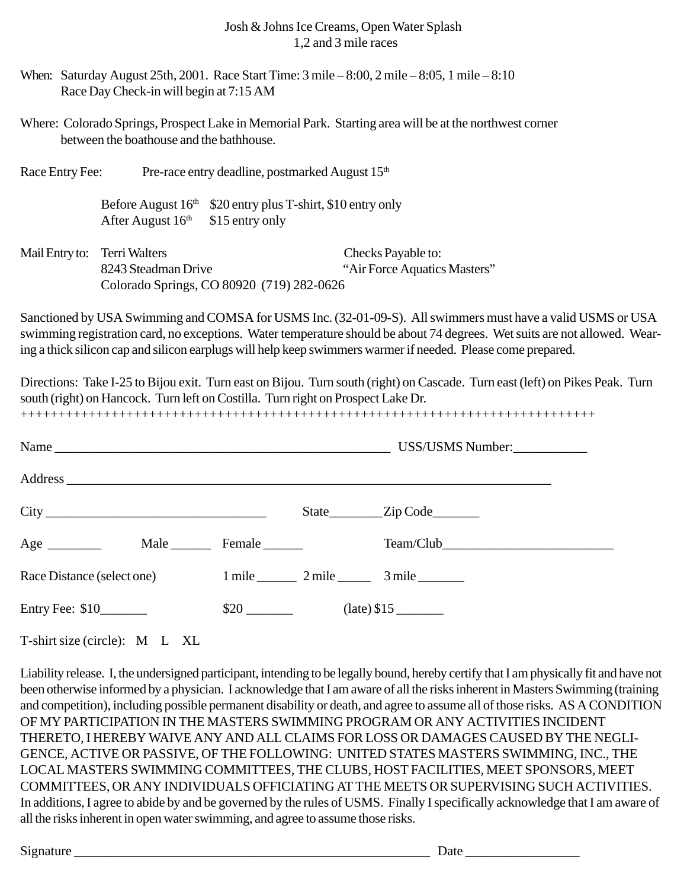Josh & Johns Ice Creams, Open Water Splash
1,2 and 3 mile races

When: Saturday August 25th, 2001. Race Start Time: 3 mile – 8:00, 2 mile – 8:05, 1 mile – 8:10
Race Day Check-in will begin at 7:15 AM

Where: Colorado Springs, Prospect Lake in Memorial Park. Starting area will be at the northwest corner between the boathouse and the bathhouse.

Race Entry Fee: Pre-race entry deadline, postmarked August 15th

Before August 16th $20 entry plus T-shirt, $10 entry only
After August 16th $15 entry only

Mail Entry to: Terri Walters
8243 Steadman Drive
Colorado Springs, CO 80920 (719) 282-0626

Checks Payable to:
"Air Force Aquatics Masters"

Sanctioned by USA Swimming and COMSA for USMS Inc. (32-01-09-S). All swimmers must have a valid USMS or USA swimming registration card, no exceptions. Water temperature should be about 74 degrees. Wet suits are not allowed. Wearing a thick silicon cap and silicon earplugs will help keep swimmers warmer if needed. Please come prepared.

Directions: Take I-25 to Bijou exit. Turn east on Bijou. Turn south (right) on Cascade. Turn east (left) on Pikes Peak. Turn south (right) on Hancock. Turn left on Costilla. Turn right on Prospect Lake Dr.

++++++++++++++++++++++++++++++++++++++++++++++++++++++++++++++++++++++++++++++

Name ____________________________________________________ USS/USMS Number:___________

Address ___________________________________________________________________________

City __________________________________ State________Zip Code_______

Age ________ Male ______ Female ______ Team/Club__________________________

Race Distance (select one) 1 mile ______ 2 mile _____ 3 mile _______

Entry Fee: $10_______ $20 _______ (late) $15 _______

T-shirt size (circle): M L XL

Liability release. I, the undersigned participant, intending to be legally bound, hereby certify that I am physically fit and have not been otherwise informed by a physician. I acknowledge that I am aware of all the risks inherent in Masters Swimming (training and competition), including possible permanent disability or death, and agree to assume all of those risks. AS A CONDITION OF MY PARTICIPATION IN THE MASTERS SWIMMING PROGRAM OR ANY ACTIVITIES INCIDENT THERETO, I HEREBY WAIVE ANY AND ALL CLAIMS FOR LOSS OR DAMAGES CAUSED BY THE NEGLIGENCE, ACTIVE OR PASSIVE, OF THE FOLLOWING: UNITED STATES MASTERS SWIMMING, INC., THE LOCAL MASTERS SWIMMING COMMITTEES, THE CLUBS, HOST FACILITIES, MEET SPONSORS, MEET COMMITTEES, OR ANY INDIVIDUALS OFFICIATING AT THE MEETS OR SUPERVISING SUCH ACTIVITIES. In additions, I agree to abide by and be governed by the rules of USMS. Finally I specifically acknowledge that I am aware of all the risks inherent in open water swimming, and agree to assume those risks.

Signature _______________________________________________________ Date _________________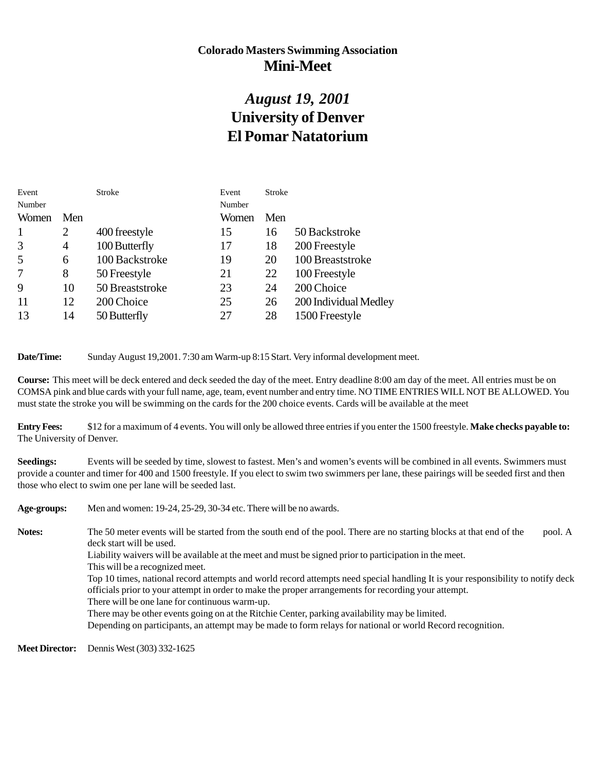**Colorado Masters Swimming Association**

# Mini-Meet

## *August 19, 2001*

## University of Denver

## El Pomar Natatorium

| Event Number Women | Men | Stroke | Event Number Women | Men | Stroke |
|---|---|---|---|---|---|
| 1 | 2 | 400 freestyle | 15 | 16 | 50 Backstroke |
| 3 | 4 | 100 Butterfly | 17 | 18 | 200 Freestyle |
| 5 | 6 | 100 Backstroke | 19 | 20 | 100 Breaststroke |
| 7 | 8 | 50 Freestyle | 21 | 22 | 100 Freestyle |
| 9 | 10 | 50 Breaststroke | 23 | 24 | 200 Choice |
| 11 | 12 | 200 Choice | 25 | 26 | 200 Individual Medley |
| 13 | 14 | 50 Butterfly | 27 | 28 | 1500 Freestyle |

**Date/Time:** Sunday August 19,2001. 7:30 am Warm-up 8:15 Start. Very informal development meet.

**Course:** This meet will be deck entered and deck seeded the day of the meet. Entry deadline 8:00 am day of the meet. All entries must be on COMSA pink and blue cards with your full name, age, team, event number and entry time. NO TIME ENTRIES WILL NOT BE ALLOWED. You must state the stroke you will be swimming on the cards for the 200 choice events. Cards will be available at the meet

**Entry Fees:** $12 for a maximum of 4 events. You will only be allowed three entries if you enter the 1500 freestyle. **Make checks payable to:** The University of Denver.

**Seedings:** Events will be seeded by time, slowest to fastest. Men's and women's events will be combined in all events. Swimmers must provide a counter and timer for 400 and 1500 freestyle. If you elect to swim two swimmers per lane, these pairings will be seeded first and then those who elect to swim one per lane will be seeded last.

**Age-groups:** Men and women: 19-24, 25-29, 30-34 etc. There will be no awards.

**Notes:** The 50 meter events will be started from the south end of the pool. There are no starting blocks at that end of the pool. A deck start will be used.
Liability waivers will be available at the meet and must be signed prior to participation in the meet.
This will be a recognized meet.
Top 10 times, national record attempts and world record attempts need special handling It is your responsibility to notify deck officials prior to your attempt in order to make the proper arrangements for recording your attempt.
There will be one lane for continuous warm-up.
There may be other events going on at the Ritchie Center, parking availability may be limited.
Depending on participants, an attempt may be made to form relays for national or world Record recognition.

**Meet Director:** Dennis West (303) 332-1625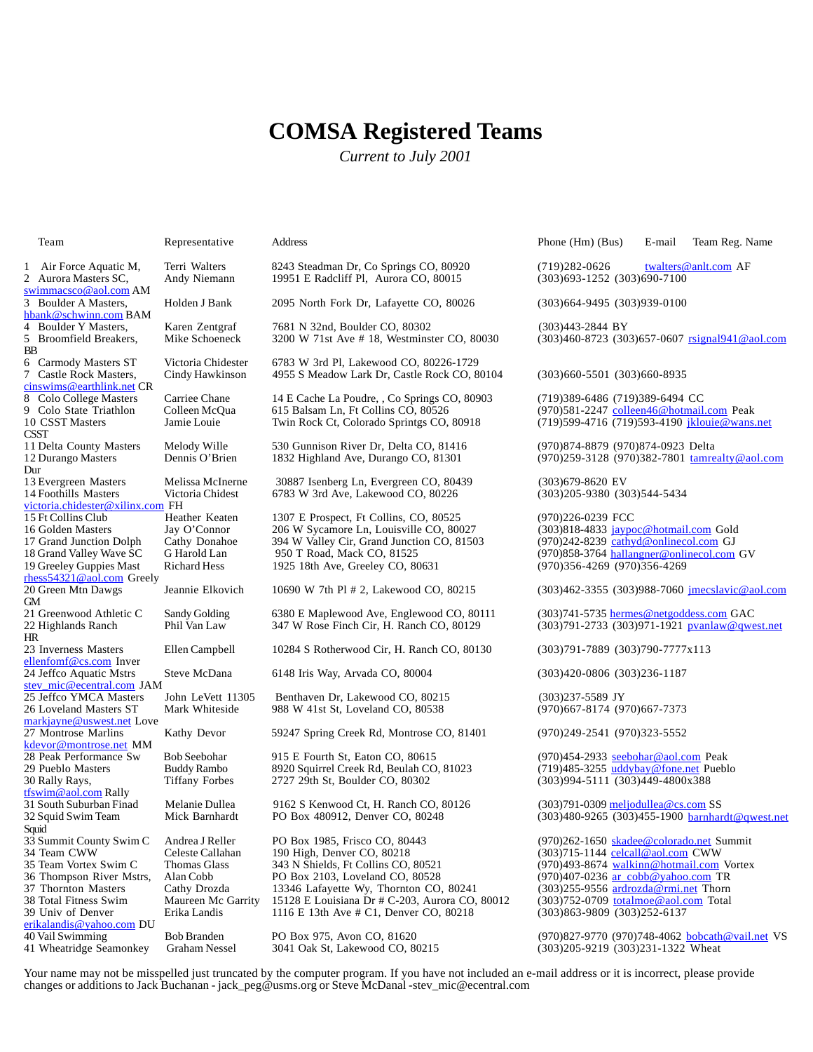# COMSA Registered Teams

*Current to July 2001*

| Team | Representative | Address | Phone (Hm) (Bus) | E-mail | Team Reg. Name |
|---|---|---|---|---|---|
| 1 Air Force Aquatic M, | Terri Walters | 8243 Steadman Dr, Co Springs CO, 80920 | (719)282-0626 | twalters@anlt.com | AF |
| 2 Aurora Masters SC, | Andy Niemann | 19951 E Radcliff Pl, Aurora CO, 80015 | (303)693-1252 (303)690-7100 | swimmacsco@aol.com | AM |
| 3 Boulder A Masters, | Holden J Bank | 2095 North Fork Dr, Lafayette CO, 80026 | (303)664-9495 (303)939-0100 | hbank@schwinn.com | BAM |
| 4 Boulder Y Masters, | Karen Zentgraf | 7681 N 32nd, Boulder CO, 80302 | (303)443-2844 | | BY |
| 5 Broomfield Breakers, | Mike Schoeneck | 3200 W 71st Ave # 18, Westminster CO, 80030 | (303)460-8723 (303)657-0607 | rsignal941@aol.com | BB |
| 6 Carmody Masters ST | Victoria Chidester | 6783 W 3rd Pl, Lakewood CO, 80226-1729 | | | |
| 7 Castle Rock Masters, | Cindy Hawkinson | 4955 S Meadow Lark Dr, Castle Rock CO, 80104 | (303)660-5501 (303)660-8935 | cinswims@earthlink.net | CR |
| 8 Colo College Masters | Carriee Chane | 14 E Cache La Poudre, , Co Springs CO, 80903 | (719)389-6486 (719)389-6494 | | CC |
| 9 Colo State Triathlon | Colleen McQua | 615 Balsam Ln, Ft Collins CO, 80526 | (970)581-2247 | colleen46@hotmail.com | Peak |
| 10 CSST Masters | Jamie Louie | Twin Rock Ct, Colorado Sprintgs CO, 80918 | (719)599-4716 (719)593-4190 | jklouie@wans.net | CSST |
| 11 Delta County Masters | Melody Wille | 530 Gunnison River Dr, Delta CO, 81416 | (970)874-8879 (970)874-0923 | | Delta |
| 12 Durango Masters | Dennis O'Brien | 1832 Highland Ave, Durango CO, 81301 | (970)259-3128 (970)382-7801 | tamrealty@aol.com | Dur |
| 13 Evergreen Masters | Melissa McInerne | 30887 Isenberg Ln, Evergreen CO, 80439 | (303)679-8620 | | EV |
| 14 Foothills Masters | Victoria Chidest | 6783 W 3rd Ave, Lakewood CO, 80226 | (303)205-9380 (303)544-5434 | victoria.chidester@xilinx.com | FH |
| 15 Ft Collins Club | Heather Keaten | 1307 E Prospect, Ft Collins, CO, 80525 | (970)226-0239 | | FCC |
| 16 Golden Masters | Jay O'Connor | 206 W Sycamore Ln, Louisville CO, 80027 | (303)818-4833 | jaypoc@hotmail.com | Gold |
| 17 Grand Junction Dolph | Cathy Donahoe | 394 W Valley Cir, Grand Junction CO, 81503 | (970)242-8239 | cathyd@onlinecol.com | GJ |
| 18 Grand Valley Wave SC | G Harold Lan | 950 T Road, Mack CO, 81525 | (970)858-3764 | hallangner@onlinecol.com | GV |
| 19 Greeley Guppies Mast | Richard Hess | 1925 18th Ave, Greeley CO, 80631 | (970)356-4269 (970)356-4269 | rhess54321@aol.com | Greely |
| 20 Green Mtn Dawgs | Jeannie Elkovich | 10690 W 7th Pl # 2, Lakewood CO, 80215 | (303)462-3355 (303)988-7060 | jmecslavic@aol.com | GM |
| 21 Greenwood Athletic C | Sandy Golding | 6380 E Maplewood Ave, Englewood CO, 80111 | (303)741-5735 | hermes@netgoddess.com | GAC |
| 22 Highlands Ranch | Phil Van Law | 347 W Rose Finch Cir, H. Ranch CO, 80129 | (303)791-2733 (303)971-1921 | pvanlaw@qwest.net | HR |
| 23 Inverness Masters | Ellen Campbell | 10284 S Rotherwood Cir, H. Ranch CO, 80130 | (303)791-7889 (303)790-7777x113 | ellenfomf@cs.com | Inver |
| 24 Jeffco Aquatic Mstrs | Steve McDana | 6148 Iris Way, Arvada CO, 80004 | (303)420-0806 (303)236-1187 | stev_mic@ecentral.com | JAM |
| 25 Jeffco YMCA Masters | John LeVett | 11305 Benthaven Dr, Lakewood CO, 80215 | (303)237-5589 | | JY |
| 26 Loveland Masters ST | Mark Whiteside | 988 W 41st St, Loveland CO, 80538 | (970)667-8174 (970)667-7373 | markjayne@uswest.net | Love |
| 27 Montrose Marlins | Kathy Devor | 59247 Spring Creek Rd, Montrose CO, 81401 | (970)249-2541 (970)323-5552 | kdevor@montrose.net | MM |
| 28 Peak Performance Sw | Bob Seebohar | 915 E Fourth St, Eaton CO, 80615 | (970)454-2933 | seebohar@aol.com | Peak |
| 29 Pueblo Masters | Buddy Rambo | 8920 Squirrel Creek Rd, Beulah CO, 81023 | (719)485-3255 | uddybay@fone.net | Pueblo |
| 30 Rally Rays, | Tiffany Forbes | 2727 29th St, Boulder CO, 80302 | (303)994-5111 (303)449-4800x388 | tfswim@aol.com | Rally |
| 31 South Suburban Finad | Melanie Dullea | 9162 S Kenwood Ct, H. Ranch CO, 80126 | (303)791-0309 | meljodullea@cs.com | SS |
| 32 Squid Swim Team | Mick Barnhardt | PO Box 480912, Denver CO, 80248 | (303)480-9265 (303)455-1900 | barnhardt@qwest.net | Squid |
| 33 Summit County Swim C | Andrea J Reller | PO Box 1985, Frisco CO, 80443 | (970)262-1650 | skadee@colorado.net | Summit |
| 34 Team CWW | Celeste Callahan | 190 High, Denver CO, 80218 | (303)715-1144 | celcall@aol.com | CWW |
| 35 Team Vortex Swim C | Thomas Glass | 343 N Shields, Ft Collins CO, 80521 | (970)493-8674 | walkinn@hotmail.com | Vortex |
| 36 Thompson River Mstrs, | Alan Cobb | PO Box 2103, Loveland CO, 80528 | (970)407-0236 | ar_cobb@yahoo.com | TR |
| 37 Thornton Masters | Cathy Drozda | 13346 Lafayette Wy, Thornton CO, 80241 | (303)255-9556 | ardrozda@rmi.net | Thorn |
| 38 Total Fitness Swim | Maureen Mc Garrity | 15128 E Louisiana Dr # C-203, Aurora CO, 80012 | (303)752-0709 | totalmoe@aol.com | Total |
| 39 Univ of Denver | Erika Landis | 1116 E 13th Ave # C1, Denver CO, 80218 | (303)863-9809 (303)252-6137 | erikalandis@yahoo.com | DU |
| 40 Vail Swimming | Bob Branden | PO Box 975, Avon CO, 81620 | (970)827-9770 (970)748-4062 | bobcath@vail.net | VS |
| 41 Wheatridge Seamonkey | Graham Nessel | 3041 Oak St, Lakewood CO, 80215 | (303)205-9219 (303)231-1322 | | Wheat |

Your name may not be misspelled just truncated by the computer program. If you have not included an e-mail address or it is incorrect, please provide changes or additions to Jack Buchanan - jack_peg@usms.org or Steve McDanal -stev_mic@ecentral.com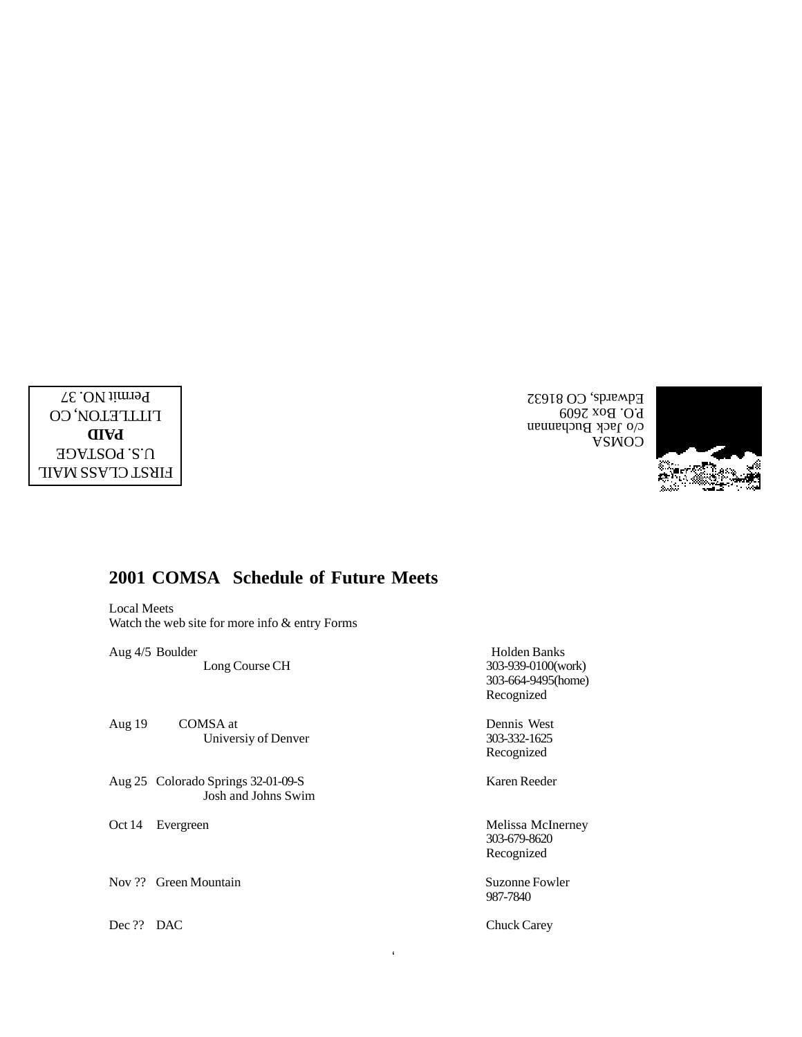FIRST CLASS MAIL
U.S. POSTAGE
**PAID**
LITTLETON, CO
Permit NO. 37

COMSA
c/o Jack Buchannan
P.O. Box 2609
Edwards, CO 81632

## 2001 COMSA Schedule of Future Meets

Local Meets
Watch the web site for more info & entry Forms

| | | |
|---|---|---|
| Aug 4/5 | Boulder<br>Long Course CH | Holden Banks<br>303-939-0100(work)<br>303-664-9495(home)<br>Recognized |
| Aug 19 | COMSA at<br>Universiy of Denver | Dennis West<br>303-332-1625<br>Recognized |
| Aug 25 | Colorado Springs 32-01-09-S<br>Josh and Johns Swim | Karen Reeder |
| Oct 14 | Evergreen | Melissa McInerney<br>303-679-8620<br>Recognized |
| Nov ?? | Green Mountain | Suzonne Fowler<br>987-7840 |
| Dec ?? | DAC | Chuck Carey |